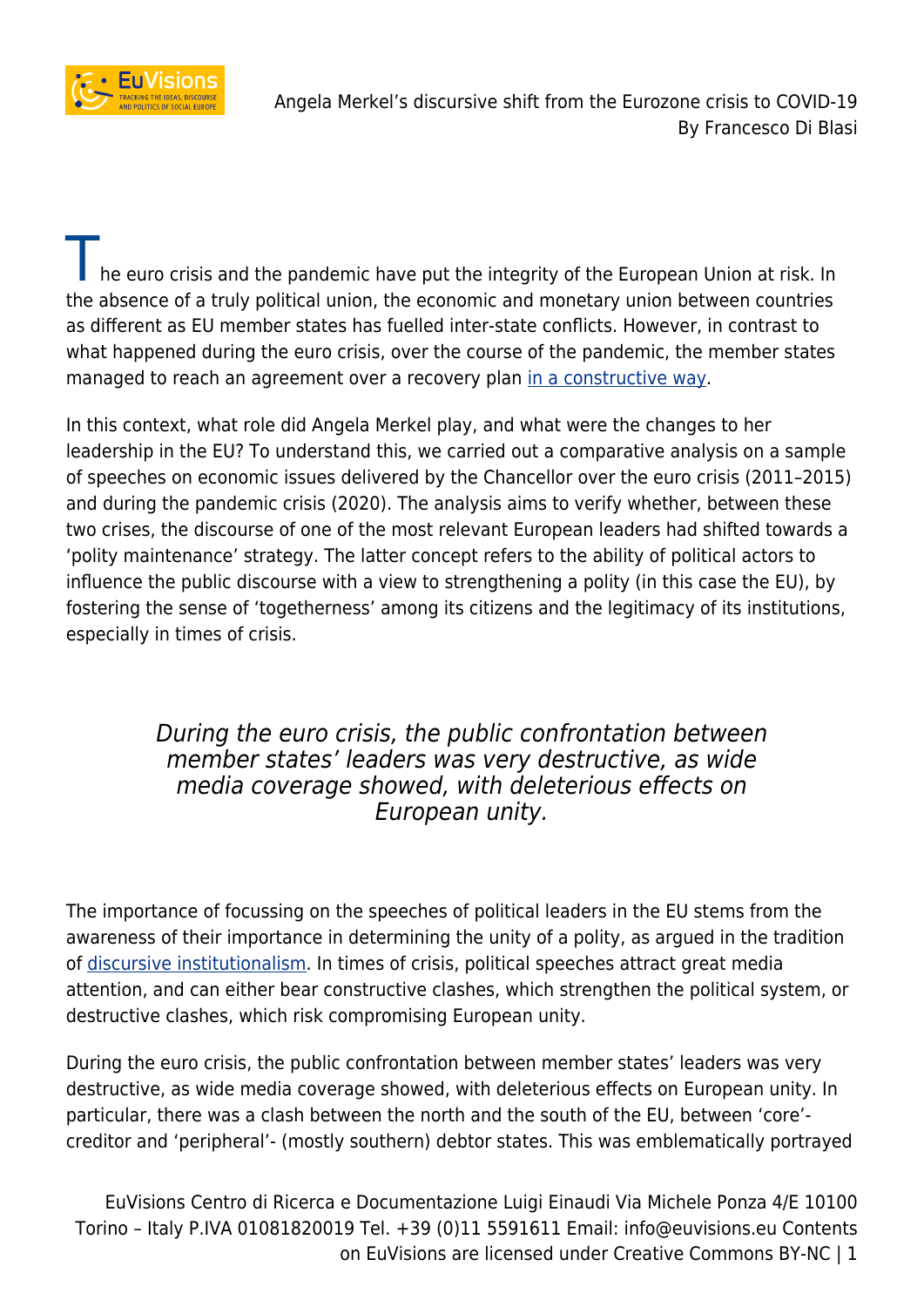The euro crisis and the pandemic have put the integrity of the European Union at risk. In the absence of a truly political union, the economic and monetary union between countries as different as EU member states has fuelled inter-state conflicts. However, in contrast to what happened during the euro crisis, over the course of the pandemic, the member states managed to reach an agreement over a recovery plan in a constructive way.

In this context, what role did Angela Merkel play, and what were the changes to her leadership in the EU? To understand this, we carried out a comparative analysis on a sample of speeches on economic issues delivered by the Chancellor over the euro crisis (2011–2015) and during the pandemic crisis (2020). The analysis aims to verify whether, between these two crises, the discourse of one of the most relevant European leaders had shifted towards a 'polity maintenance' strategy. The latter concept refers to the ability of political actors to influence the public discourse with a view to strengthening a polity (in this case the EU), by fostering the sense of 'togetherness' among its citizens and the legitimacy of its institutions, especially in times of crisis.

> *During the euro crisis, the public confrontation between member states' leaders was very destructive, as wide media coverage showed, with deleterious effects on European unity.*

The importance of focussing on the speeches of political leaders in the EU stems from the awareness of their importance in determining the unity of a polity, as argued in the tradition of discursive institutionalism. In times of crisis, political speeches attract great media attention, and can either bear constructive clashes, which strengthen the political system, or destructive clashes, which risk compromising European unity.

During the euro crisis, the public confrontation between member states' leaders was very destructive, as wide media coverage showed, with deleterious effects on European unity. In particular, there was a clash between the north and the south of the EU, between 'core'-creditor and 'peripheral'- (mostly southern) debtor states. This was emblematically portrayed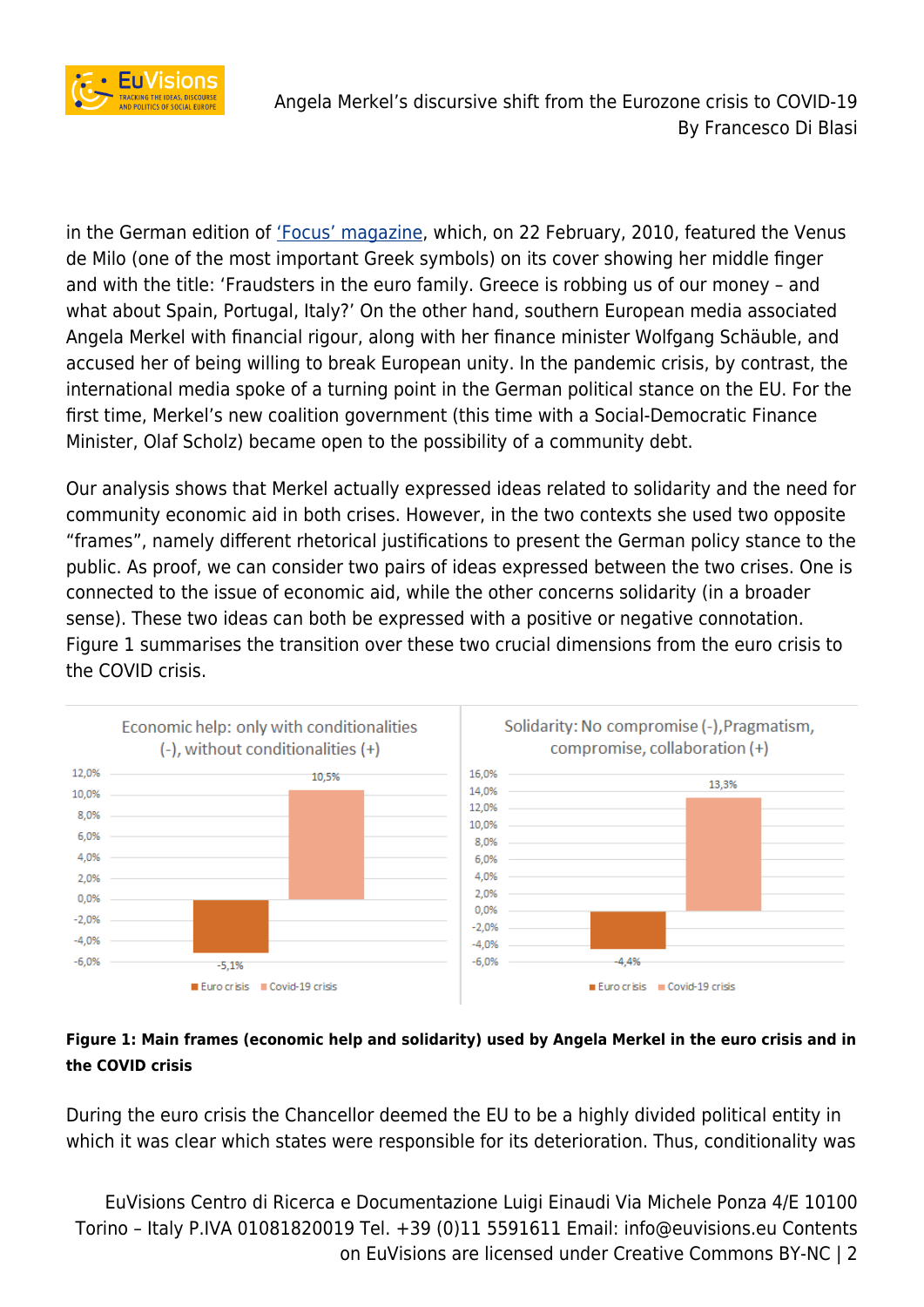in the German edition of [‘Focus’ magazine](), which, on 22 February, 2010, featured the Venus de Milo (one of the most important Greek symbols) on its cover showing her middle finger and with the title: ‘Fraudsters in the euro family. Greece is robbing us of our money – and what about Spain, Portugal, Italy?’ On the other hand, southern European media associated Angela Merkel with financial rigour, along with her finance minister Wolfgang Schäuble, and accused her of being willing to break European unity. In the pandemic crisis, by contrast, the international media spoke of a turning point in the German political stance on the EU. For the first time, Merkel’s new coalition government (this time with a Social-Democratic Finance Minister, Olaf Scholz) became open to the possibility of a community debt.

Our analysis shows that Merkel actually expressed ideas related to solidarity and the need for community economic aid in both crises. However, in the two contexts she used two opposite “frames”, namely different rhetorical justifications to present the German policy stance to the public. As proof, we can consider two pairs of ideas expressed between the two crises. One is connected to the issue of economic aid, while the other concerns solidarity (in a broader sense). These two ideas can both be expressed with a positive or negative connotation. Figure 1 summarises the transition over these two crucial dimensions from the euro crisis to the COVID crisis.

| | Economic help: only with conditionalities (-), without conditionalities (+) | Solidarity: No compromise (-), Pragmatism, compromise, collaboration (+) |
|---|---|---|
| Euro crisis | -5,1% | -4,4% |
| Covid-19 crisis | 10,5% | 13,3% |

**Figure 1: Main frames (economic help and solidarity) used by Angela Merkel in the euro crisis and in the COVID crisis**

During the euro crisis the Chancellor deemed the EU to be a highly divided political entity in which it was clear which states were responsible for its deterioration. Thus, conditionality was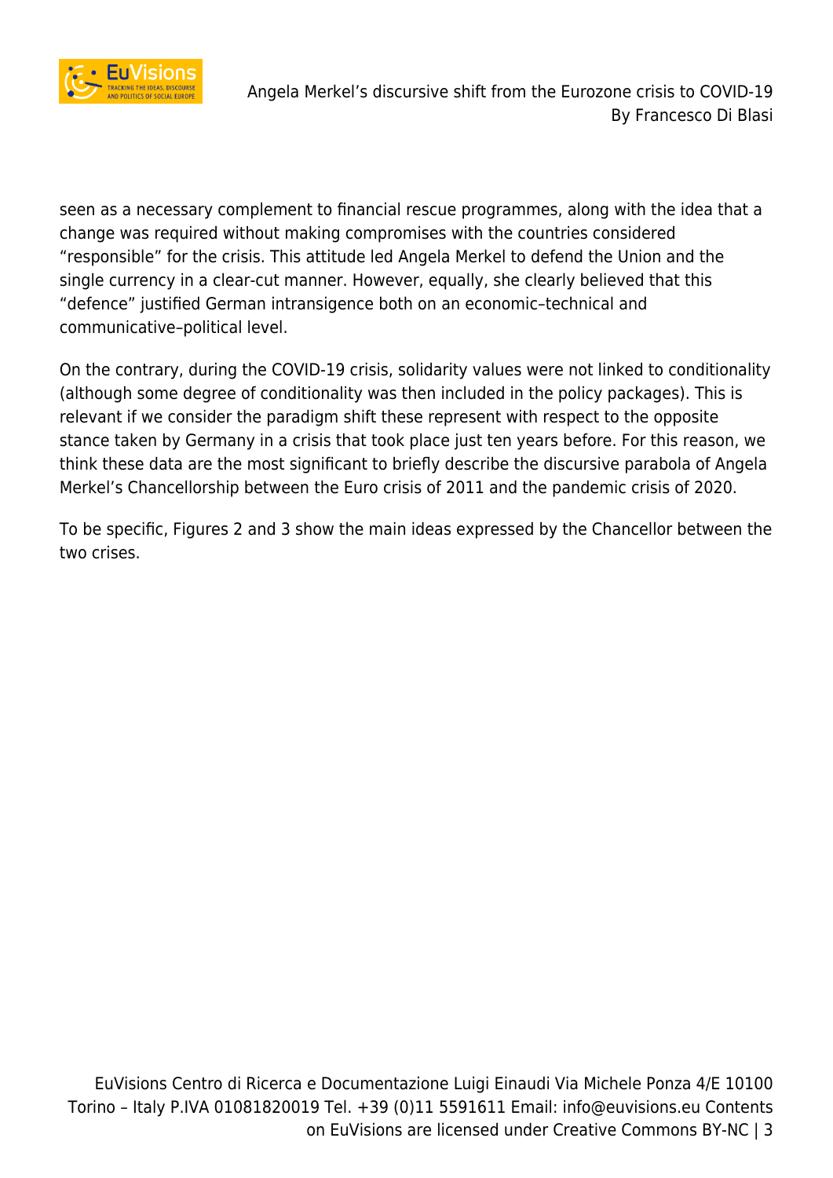seen as a necessary complement to financial rescue programmes, along with the idea that a change was required without making compromises with the countries considered "responsible" for the crisis. This attitude led Angela Merkel to defend the Union and the single currency in a clear-cut manner. However, equally, she clearly believed that this "defence" justified German intransigence both on an economic–technical and communicative–political level.

On the contrary, during the COVID-19 crisis, solidarity values were not linked to conditionality (although some degree of conditionality was then included in the policy packages). This is relevant if we consider the paradigm shift these represent with respect to the opposite stance taken by Germany in a crisis that took place just ten years before. For this reason, we think these data are the most significant to briefly describe the discursive parabola of Angela Merkel's Chancellorship between the Euro crisis of 2011 and the pandemic crisis of 2020.

To be specific, Figures 2 and 3 show the main ideas expressed by the Chancellor between the two crises.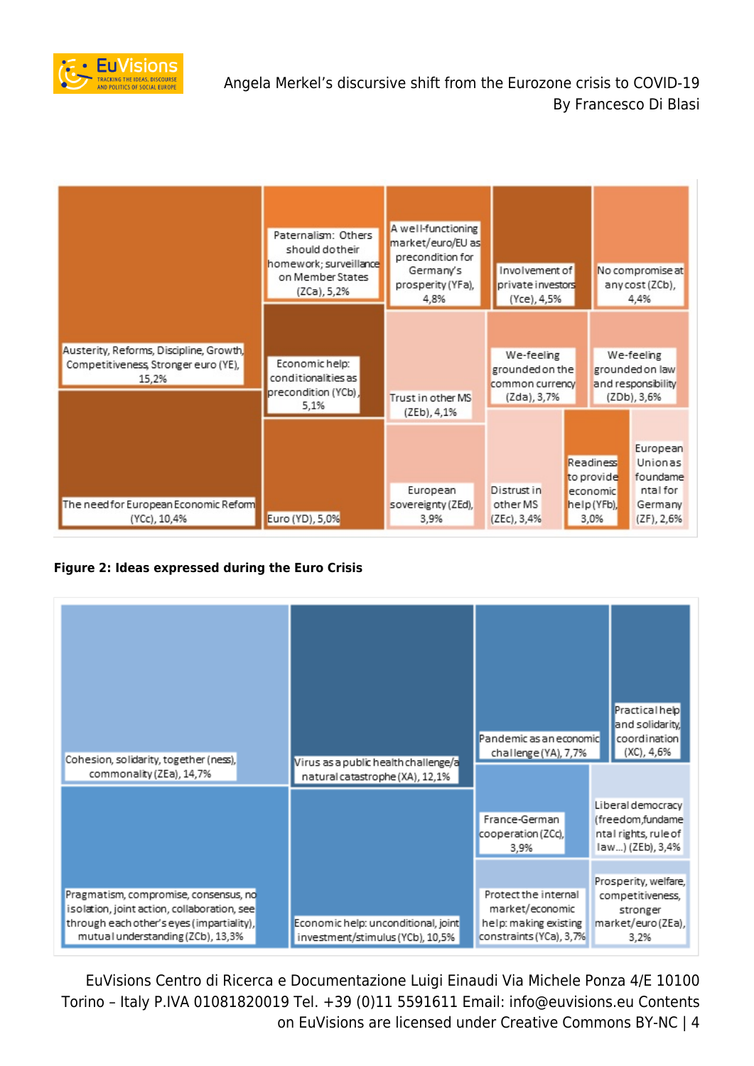- Austerity, Reforms, Discipline, Growth, Competitiveness, Stronger euro (YE), 15,2%
- The need for European Economic Reform (YCc), 10,4%
- Paternalism: Others should do their homework; surveillance on Member States (ZCa), 5,2%
- Economic help: conditionalities as precondition (YCb), 5,1%
- Euro (YD), 5,0%
- A well-functioning market/euro/EU as precondition for Germany's prosperity (YFa), 4,8%
- Involvement of private investors (Yce), 4,5%
- No compromise at any cost (ZCb), 4,4%
- Trust in other MS (ZEb), 4,1%
- We-feeling grounded on the common currency (Zda), 3,7%
- We-feeling grounded on law and responsibility (ZDb), 3,6%
- European sovereignty (ZEd), 3,9%
- Distrust in other MS (ZEc), 3,4%
- Readiness to provide economic help (YFb), 3,0%
- European Union as foundamental for Germany (ZF), 2,6%

**Figure 2: Ideas expressed during the Euro Crisis**

- Cohesion, solidarity, together (ness), commonality (ZEa), 14,7%
- Pragmatism, compromise, consensus, no isolation, joint action, collaboration, see through each other's eyes (impartiality), mutual understanding (ZCb), 13,3%
- Virus as a public health challenge/a natural catastrophe (XA), 12,1%
- Economic help: unconditional, joint investment/stimulus (YCb), 10,5%
- Pandemic as an economic challenge (YA), 7,7%
- Practical help and solidarity, coordination (XC), 4,6%
- France-German cooperation (ZCc), 3,9%
- Liberal democracy (freedom, fundamental rights, rule of law...) (ZEb), 3,4%
- Protect the internal market/economic help: making existing constraints (YCa), 3,7%
- Prosperity, welfare, competitiveness, stronger market/euro (ZEa), 3,2%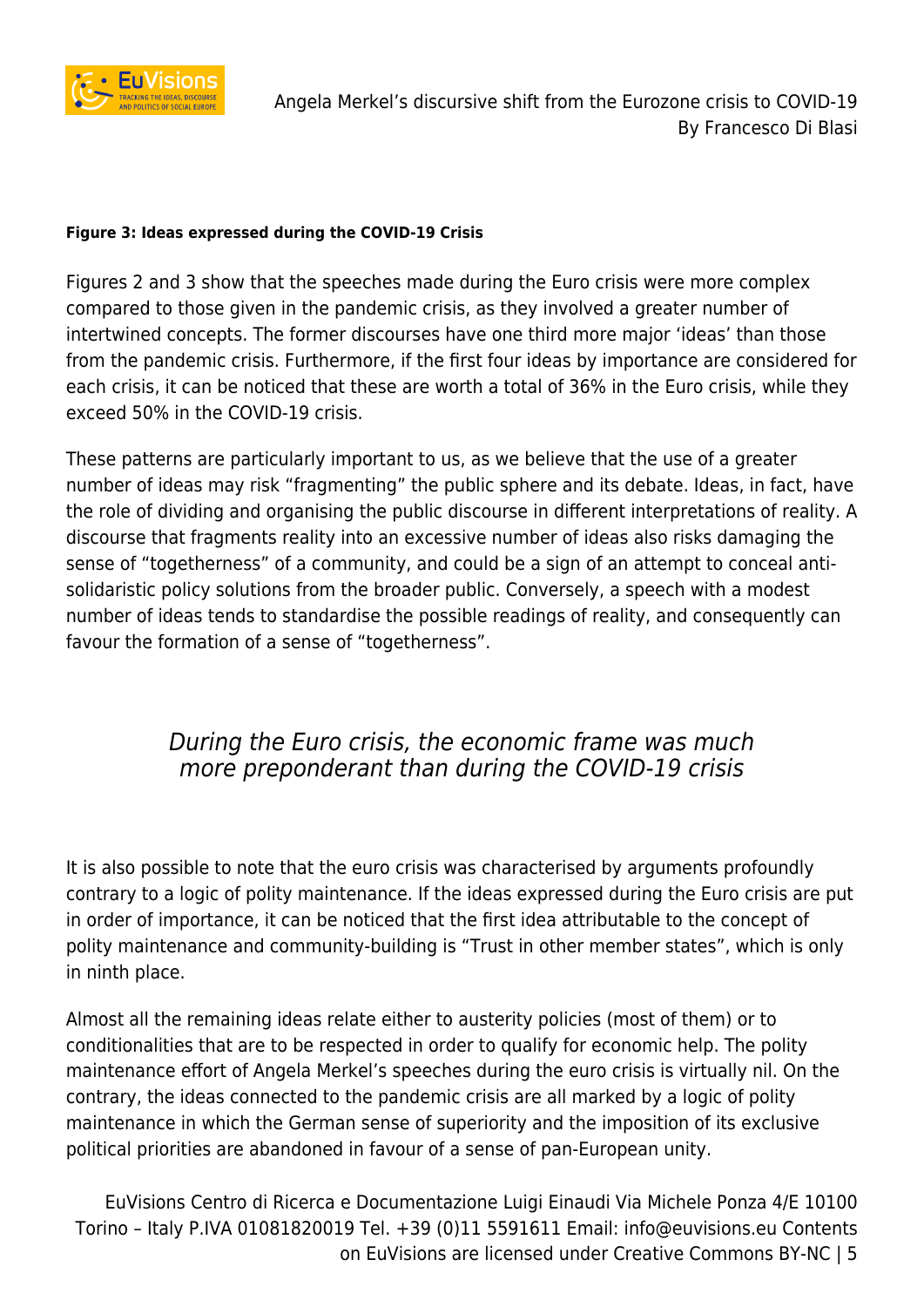**Figure 3: Ideas expressed during the COVID-19 Crisis**

Figures 2 and 3 show that the speeches made during the Euro crisis were more complex compared to those given in the pandemic crisis, as they involved a greater number of intertwined concepts. The former discourses have one third more major 'ideas' than those from the pandemic crisis. Furthermore, if the first four ideas by importance are considered for each crisis, it can be noticed that these are worth a total of 36% in the Euro crisis, while they exceed 50% in the COVID-19 crisis.

These patterns are particularly important to us, as we believe that the use of a greater number of ideas may risk "fragmenting" the public sphere and its debate. Ideas, in fact, have the role of dividing and organising the public discourse in different interpretations of reality. A discourse that fragments reality into an excessive number of ideas also risks damaging the sense of "togetherness" of a community, and could be a sign of an attempt to conceal anti-solidaristic policy solutions from the broader public. Conversely, a speech with a modest number of ideas tends to standardise the possible readings of reality, and consequently can favour the formation of a sense of "togetherness".

> *During the Euro crisis, the economic frame was much more preponderant than during the COVID-19 crisis*

It is also possible to note that the euro crisis was characterised by arguments profoundly contrary to a logic of polity maintenance. If the ideas expressed during the Euro crisis are put in order of importance, it can be noticed that the first idea attributable to the concept of polity maintenance and community-building is "Trust in other member states", which is only in ninth place.

Almost all the remaining ideas relate either to austerity policies (most of them) or to conditionalities that are to be respected in order to qualify for economic help. The polity maintenance effort of Angela Merkel's speeches during the euro crisis is virtually nil. On the contrary, the ideas connected to the pandemic crisis are all marked by a logic of polity maintenance in which the German sense of superiority and the imposition of its exclusive political priorities are abandoned in favour of a sense of pan-European unity.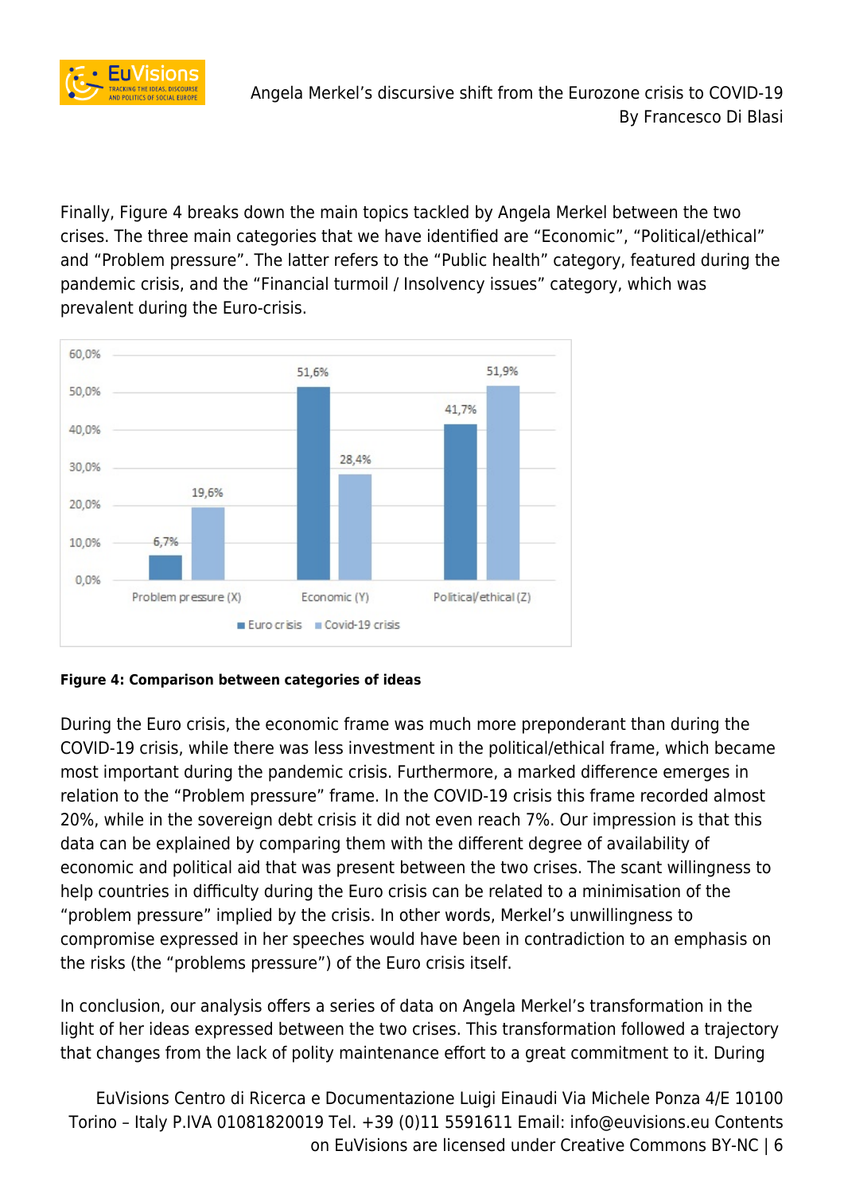Finally, Figure 4 breaks down the main topics tackled by Angela Merkel between the two crises. The three main categories that we have identified are "Economic", "Political/ethical" and "Problem pressure". The latter refers to the "Public health" category, featured during the pandemic crisis, and the "Financial turmoil / Insolvency issues" category, which was prevalent during the Euro-crisis.

| | Problem pressure (X) | Economic (Y) | Political/ethical (Z) |
|---|---|---|---|
| Euro crisis | 6,7% | 51,6% | 41,7% |
| Covid-19 crisis | 19,6% | 28,4% | 51,9% |

**Figure 4: Comparison between categories of ideas**

During the Euro crisis, the economic frame was much more preponderant than during the COVID-19 crisis, while there was less investment in the political/ethical frame, which became most important during the pandemic crisis. Furthermore, a marked difference emerges in relation to the "Problem pressure" frame. In the COVID-19 crisis this frame recorded almost 20%, while in the sovereign debt crisis it did not even reach 7%. Our impression is that this data can be explained by comparing them with the different degree of availability of economic and political aid that was present between the two crises. The scant willingness to help countries in difficulty during the Euro crisis can be related to a minimisation of the "problem pressure" implied by the crisis. In other words, Merkel's unwillingness to compromise expressed in her speeches would have been in contradiction to an emphasis on the risks (the "problems pressure") of the Euro crisis itself.

In conclusion, our analysis offers a series of data on Angela Merkel's transformation in the light of her ideas expressed between the two crises. This transformation followed a trajectory that changes from the lack of polity maintenance effort to a great commitment to it. During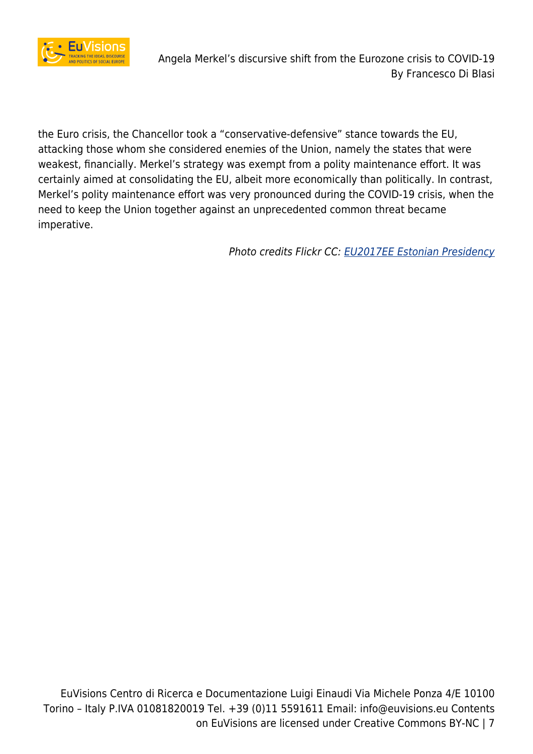the Euro crisis, the Chancellor took a “conservative-defensive” stance towards the EU, attacking those whom she considered enemies of the Union, namely the states that were weakest, financially. Merkel’s strategy was exempt from a polity maintenance effort. It was certainly aimed at consolidating the EU, albeit more economically than politically. In contrast, Merkel’s polity maintenance effort was very pronounced during the COVID-19 crisis, when the need to keep the Union together against an unprecedented common threat became imperative.

*Photo credits Flickr CC: EU2017EE Estonian Presidency*